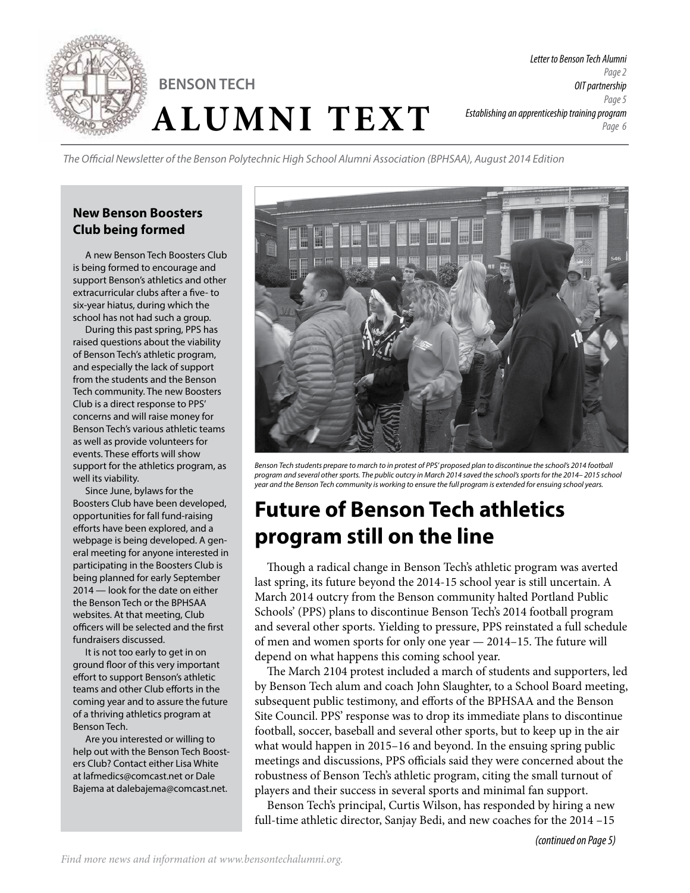# BENSON TECH

# ALUMNI TEXT

*Letter to Benson Tech Alumni*
*Page 2*
*OIT partnership*
*Page 5*
*Establishing an apprenticeship training program*
*Page 6*

*The Official Newsletter of the Benson Polytechnic High School Alumni Association (BPHSAA), August 2014 Edition*

### New Benson Boosters Club being formed

A new Benson Tech Boosters Club is being formed to encourage and support Benson's athletics and other extracurricular clubs after a five- to six-year hiatus, during which the school has not had such a group.

During this past spring, PPS has raised questions about the viability of Benson Tech's athletic program, and especially the lack of support from the students and the Benson Tech community. The new Boosters Club is a direct response to PPS' concerns and will raise money for Benson Tech's various athletic teams as well as provide volunteers for events. These efforts will show support for the athletics program, as well its viability.

Since June, bylaws for the Boosters Club have been developed, opportunities for fall fund-raising efforts have been explored, and a webpage is being developed. A general meeting for anyone interested in participating in the Boosters Club is being planned for early September 2014 — look for the date on either the Benson Tech or the BPHSAA websites. At that meeting, Club officers will be selected and the first fundraisers discussed.

It is not too early to get in on ground floor of this very important effort to support Benson's athletic teams and other Club efforts in the coming year and to assure the future of a thriving athletics program at Benson Tech.

Are you interested or willing to help out with the Benson Tech Boosters Club? Contact either Lisa White at lafmedics@comcast.net or Dale Bajema at dalebajema@comcast.net.

*Benson Tech students prepare to march to in protest of PPS' proposed plan to discontinue the school's 2014 football program and several other sports. The public outcry in March 2014 saved the school's sports for the 2014– 2015 school year and the Benson Tech community is working to ensure the full program is extended for ensuing school years.*

## Future of Benson Tech athletics program still on the line

Though a radical change in Benson Tech's athletic program was averted last spring, its future beyond the 2014-15 school year is still uncertain. A March 2014 outcry from the Benson community halted Portland Public Schools' (PPS) plans to discontinue Benson Tech's 2014 football program and several other sports. Yielding to pressure, PPS reinstated a full schedule of men and women sports for only one year — 2014–15. The future will depend on what happens this coming school year.

The March 2104 protest included a march of students and supporters, led by Benson Tech alum and coach John Slaughter, to a School Board meeting, subsequent public testimony, and efforts of the BPHSAA and the Benson Site Council. PPS' response was to drop its immediate plans to discontinue football, soccer, baseball and several other sports, but to keep up in the air what would happen in 2015–16 and beyond. In the ensuing spring public meetings and discussions, PPS officials said they were concerned about the robustness of Benson Tech's athletic program, citing the small turnout of players and their success in several sports and minimal fan support.

Benson Tech's principal, Curtis Wilson, has responded by hiring a new full-time athletic director, Sanjay Bedi, and new coaches for the 2014 –15

*(continued on Page 5)*

*Find more news and information at www.bensontechalumni.org.*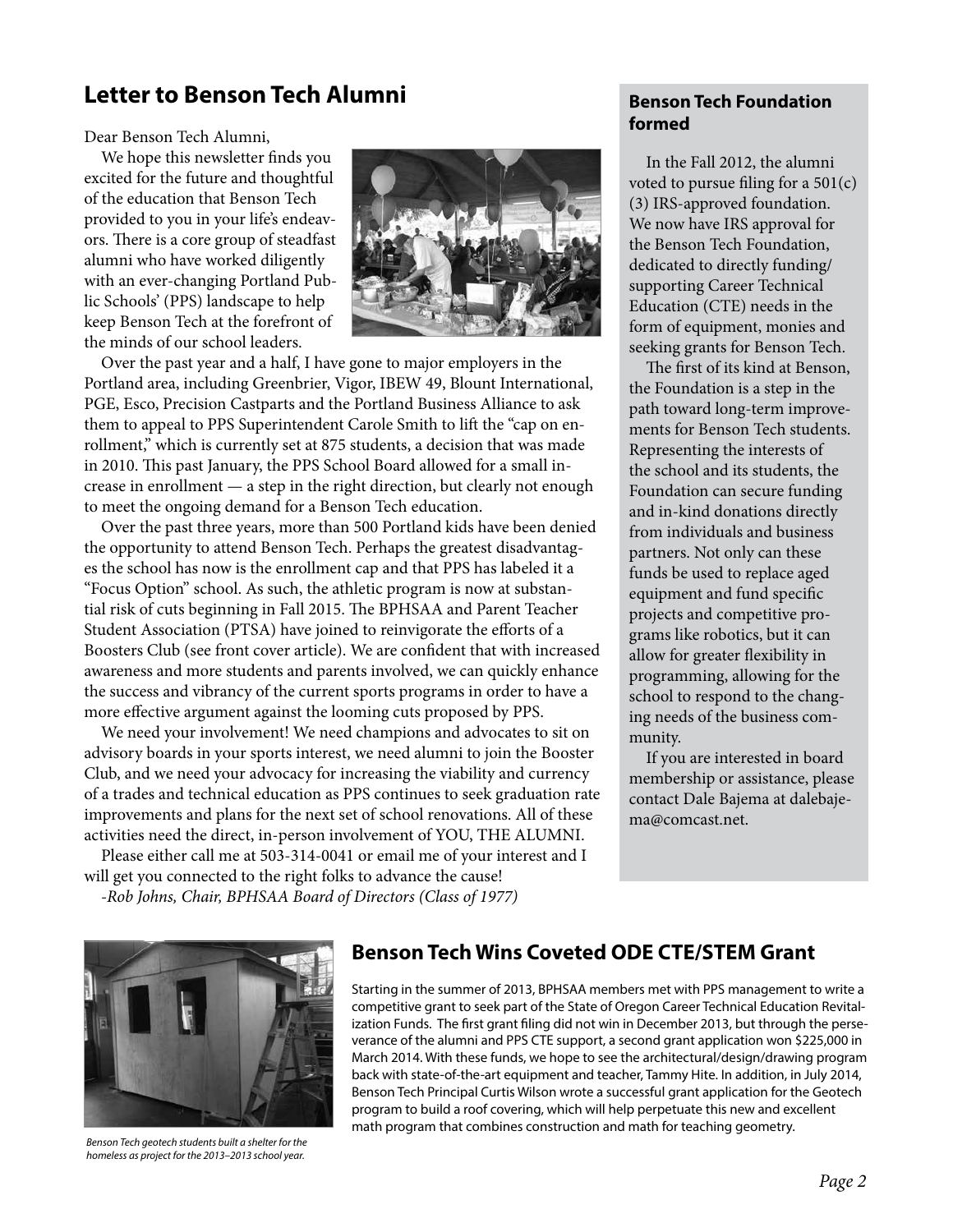## Letter to Benson Tech Alumni

Dear Benson Tech Alumni,

We hope this newsletter finds you excited for the future and thoughtful of the education that Benson Tech provided to you in your life's endeavors. There is a core group of steadfast alumni who have worked diligently with an ever-changing Portland Public Schools' (PPS) landscape to help keep Benson Tech at the forefront of the minds of our school leaders.

Over the past year and a half, I have gone to major employers in the Portland area, including Greenbrier, Vigor, IBEW 49, Blount International, PGE, Esco, Precision Castparts and the Portland Business Alliance to ask them to appeal to PPS Superintendent Carole Smith to lift the "cap on enrollment," which is currently set at 875 students, a decision that was made in 2010. This past January, the PPS School Board allowed for a small increase in enrollment — a step in the right direction, but clearly not enough to meet the ongoing demand for a Benson Tech education.

Over the past three years, more than 500 Portland kids have been denied the opportunity to attend Benson Tech. Perhaps the greatest disadvantages the school has now is the enrollment cap and that PPS has labeled it a "Focus Option" school. As such, the athletic program is now at substantial risk of cuts beginning in Fall 2015. The BPHSAA and Parent Teacher Student Association (PTSA) have joined to reinvigorate the efforts of a Boosters Club (see front cover article). We are confident that with increased awareness and more students and parents involved, we can quickly enhance the success and vibrancy of the current sports programs in order to have a more effective argument against the looming cuts proposed by PPS.

We need your involvement! We need champions and advocates to sit on advisory boards in your sports interest, we need alumni to join the Booster Club, and we need your advocacy for increasing the viability and currency of a trades and technical education as PPS continues to seek graduation rate improvements and plans for the next set of school renovations. All of these activities need the direct, in-person involvement of YOU, THE ALUMNI.

Please either call me at 503-314-0041 or email me of your interest and I will get you connected to the right folks to advance the cause!

*-Rob Johns, Chair, BPHSAA Board of Directors (Class of 1977)*

### Benson Tech Foundation formed

In the Fall 2012, the alumni voted to pursue filing for a 501(c)(3) IRS-approved foundation. We now have IRS approval for the Benson Tech Foundation, dedicated to directly funding/supporting Career Technical Education (CTE) needs in the form of equipment, monies and seeking grants for Benson Tech.

The first of its kind at Benson, the Foundation is a step in the path toward long-term improvements for Benson Tech students. Representing the interests of the school and its students, the Foundation can secure funding and in-kind donations directly from individuals and business partners. Not only can these funds be used to replace aged equipment and fund specific projects and competitive programs like robotics, but it can allow for greater flexibility in programming, allowing for the school to respond to the changing needs of the business community.

If you are interested in board membership or assistance, please contact Dale Bajema at dalebajema@comcast.net.

## Benson Tech Wins Coveted ODE CTE/STEM Grant

Starting in the summer of 2013, BPHSAA members met with PPS management to write a competitive grant to seek part of the State of Oregon Career Technical Education Revitalization Funds. The first grant filing did not win in December 2013, but through the perseverance of the alumni and PPS CTE support, a second grant application won $225,000 in March 2014. With these funds, we hope to see the architectural/design/drawing program back with state-of-the-art equipment and teacher, Tammy Hite. In addition, in July 2014, Benson Tech Principal Curtis Wilson wrote a successful grant application for the Geotech program to build a roof covering, which will help perpetuate this new and excellent math program that combines construction and math for teaching geometry.

*Benson Tech geotech students built a shelter for the homeless as project for the 2013–2013 school year.*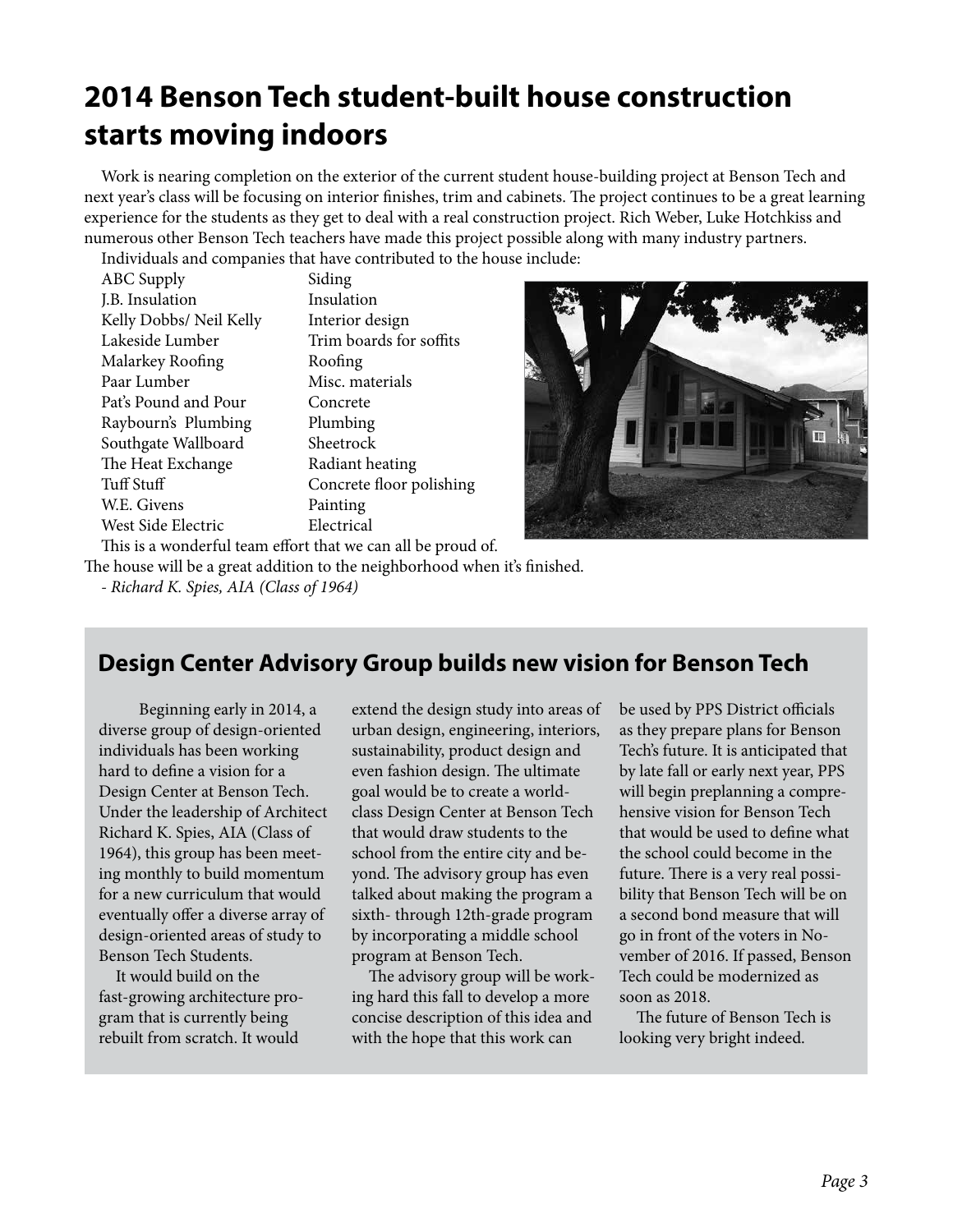# 2014 Benson Tech student-built house construction starts moving indoors

Work is nearing completion on the exterior of the current student house-building project at Benson Tech and next year's class will be focusing on interior finishes, trim and cabinets. The project continues to be a great learning experience for the students as they get to deal with a real construction project. Rich Weber, Luke Hotchkiss and numerous other Benson Tech teachers have made this project possible along with many industry partners.

Individuals and companies that have contributed to the house include:

| | |
|---|---|
| ABC Supply | Siding |
| J.B. Insulation | Insulation |
| Kelly Dobbs/ Neil Kelly | Interior design |
| Lakeside Lumber | Trim boards for soffits |
| Malarkey Roofing | Roofing |
| Paar Lumber | Misc. materials |
| Pat's Pound and Pour | Concrete |
| Raybourn's Plumbing | Plumbing |
| Southgate Wallboard | Sheetrock |
| The Heat Exchange | Radiant heating |
| Tuff Stuff | Concrete floor polishing |
| W.E. Givens | Painting |
| West Side Electric | Electrical |

This is a wonderful team effort that we can all be proud of. The house will be a great addition to the neighborhood when it's finished.

*- Richard K. Spies, AIA (Class of 1964)*

## Design Center Advisory Group builds new vision for Benson Tech

Beginning early in 2014, a diverse group of design-oriented individuals has been working hard to define a vision for a Design Center at Benson Tech. Under the leadership of Architect Richard K. Spies, AIA (Class of 1964), this group has been meeting monthly to build momentum for a new curriculum that would eventually offer a diverse array of design-oriented areas of study to Benson Tech Students.

It would build on the fast-growing architecture program that is currently being rebuilt from scratch. It would extend the design study into areas of urban design, engineering, interiors, sustainability, product design and even fashion design. The ultimate goal would be to create a world-class Design Center at Benson Tech that would draw students to the school from the entire city and beyond. The advisory group has even talked about making the program a sixth- through 12th-grade program by incorporating a middle school program at Benson Tech.

The advisory group will be working hard this fall to develop a more concise description of this idea and with the hope that this work can be used by PPS District officials as they prepare plans for Benson Tech's future. It is anticipated that by late fall or early next year, PPS will begin preplanning a comprehensive vision for Benson Tech that would be used to define what the school could become in the future. There is a very real possibility that Benson Tech will be on a second bond measure that will go in front of the voters in November of 2016. If passed, Benson Tech could be modernized as soon as 2018.

The future of Benson Tech is looking very bright indeed.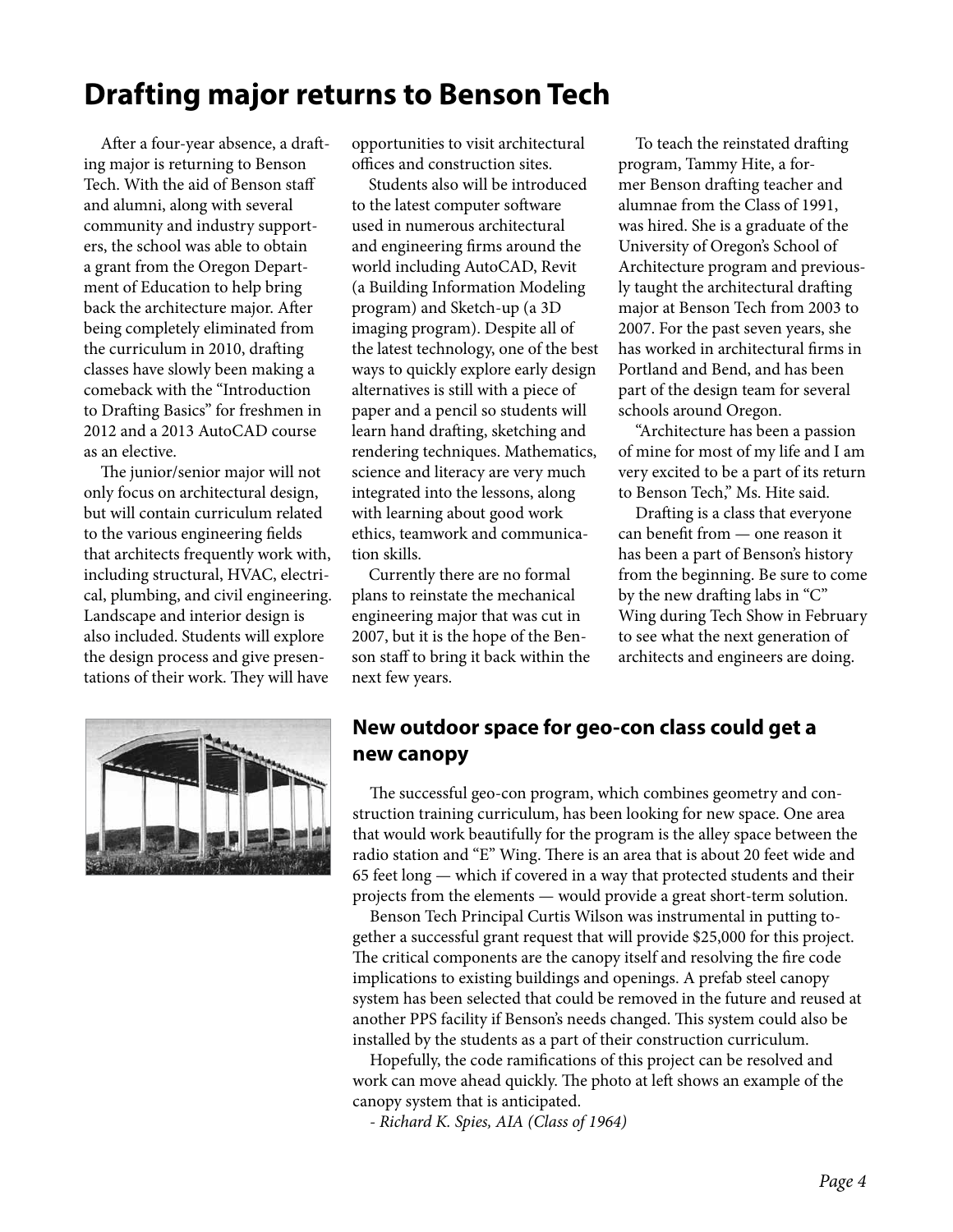# Drafting major returns to Benson Tech

After a four-year absence, a drafting major is returning to Benson Tech. With the aid of Benson staff and alumni, along with several community and industry supporters, the school was able to obtain a grant from the Oregon Department of Education to help bring back the architecture major. After being completely eliminated from the curriculum in 2010, drafting classes have slowly been making a comeback with the "Introduction to Drafting Basics" for freshmen in 2012 and a 2013 AutoCAD course as an elective.

The junior/senior major will not only focus on architectural design, but will contain curriculum related to the various engineering fields that architects frequently work with, including structural, HVAC, electrical, plumbing, and civil engineering. Landscape and interior design is also included. Students will explore the design process and give presentations of their work. They will have opportunities to visit architectural offices and construction sites.

Students also will be introduced to the latest computer software used in numerous architectural and engineering firms around the world including AutoCAD, Revit (a Building Information Modeling program) and Sketch-up (a 3D imaging program). Despite all of the latest technology, one of the best ways to quickly explore early design alternatives is still with a piece of paper and a pencil so students will learn hand drafting, sketching and rendering techniques. Mathematics, science and literacy are very much integrated into the lessons, along with learning about good work ethics, teamwork and communication skills.

Currently there are no formal plans to reinstate the mechanical engineering major that was cut in 2007, but it is the hope of the Benson staff to bring it back within the next few years.

To teach the reinstated drafting program, Tammy Hite, a former Benson drafting teacher and alumnae from the Class of 1991, was hired. She is a graduate of the University of Oregon's School of Architecture program and previously taught the architectural drafting major at Benson Tech from 2003 to 2007. For the past seven years, she has worked in architectural firms in Portland and Bend, and has been part of the design team for several schools around Oregon.

"Architecture has been a passion of mine for most of my life and I am very excited to be a part of its return to Benson Tech," Ms. Hite said.

Drafting is a class that everyone can benefit from — one reason it has been a part of Benson's history from the beginning. Be sure to come by the new drafting labs in "C" Wing during Tech Show in February to see what the next generation of architects and engineers are doing.

## New outdoor space for geo-con class could get a new canopy

The successful geo-con program, which combines geometry and construction training curriculum, has been looking for new space. One area that would work beautifully for the program is the alley space between the radio station and "E" Wing. There is an area that is about 20 feet wide and 65 feet long — which if covered in a way that protected students and their projects from the elements — would provide a great short-term solution.

Benson Tech Principal Curtis Wilson was instrumental in putting together a successful grant request that will provide $25,000 for this project. The critical components are the canopy itself and resolving the fire code implications to existing buildings and openings. A prefab steel canopy system has been selected that could be removed in the future and reused at another PPS facility if Benson's needs changed. This system could also be installed by the students as a part of their construction curriculum.

Hopefully, the code ramifications of this project can be resolved and work can move ahead quickly. The photo at left shows an example of the canopy system that is anticipated.

*- Richard K. Spies, AIA (Class of 1964)*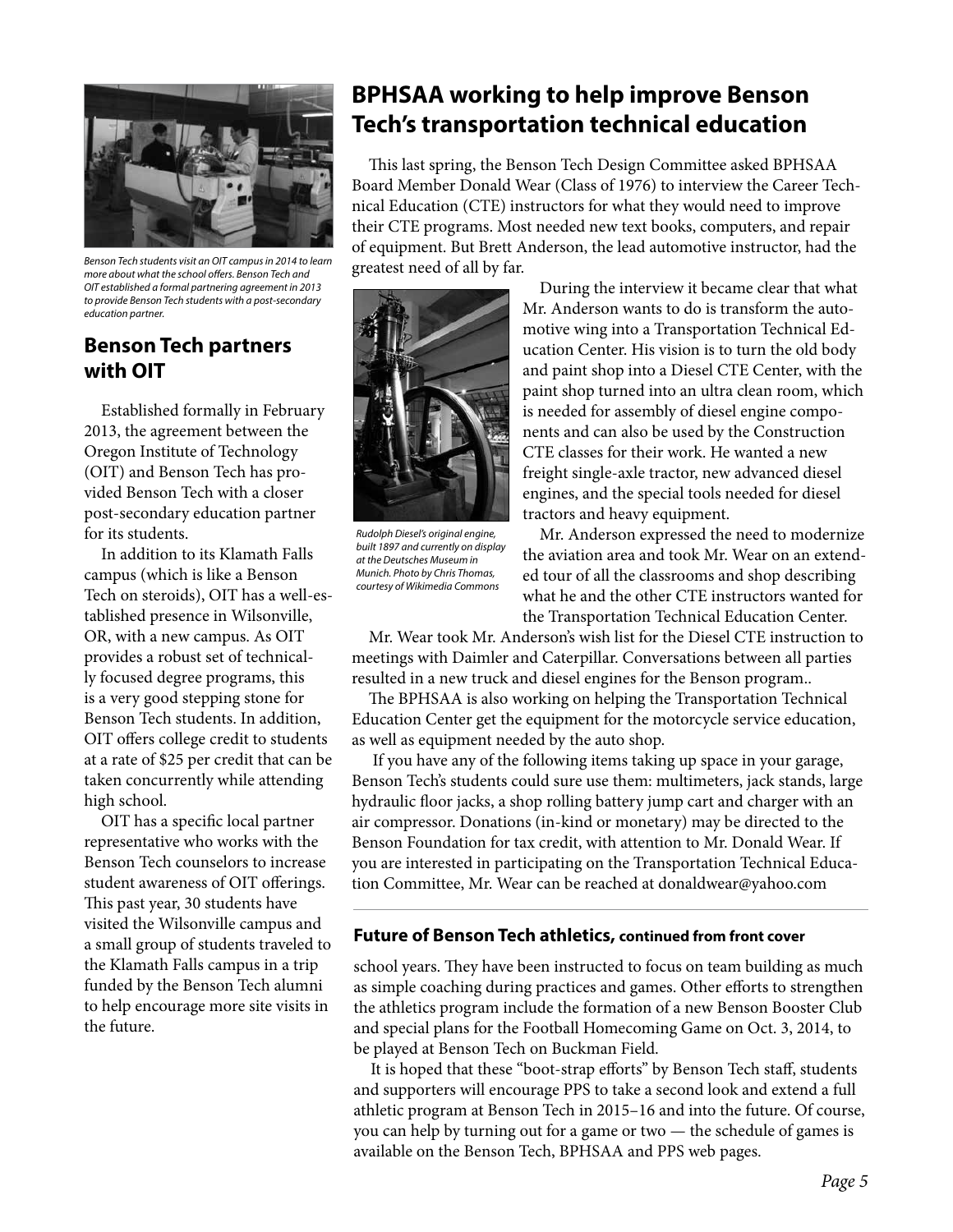*Benson Tech students visit an OIT campus in 2014 to learn more about what the school offers. Benson Tech and OIT established a formal partnering agreement in 2013 to provide Benson Tech students with a post-secondary education partner.*

## Benson Tech partners with OIT

Established formally in February 2013, the agreement between the Oregon Institute of Technology (OIT) and Benson Tech has provided Benson Tech with a closer post-secondary education partner for its students.

In addition to its Klamath Falls campus (which is like a Benson Tech on steroids), OIT has a well-established presence in Wilsonville, OR, with a new campus. As OIT provides a robust set of technically focused degree programs, this is a very good stepping stone for Benson Tech students. In addition, OIT offers college credit to students at a rate of $25 per credit that can be taken concurrently while attending high school.

OIT has a specific local partner representative who works with the Benson Tech counselors to increase student awareness of OIT offerings. This past year, 30 students have visited the Wilsonville campus and a small group of students traveled to the Klamath Falls campus in a trip funded by the Benson Tech alumni to help encourage more site visits in the future.

## BPHSAA working to help improve Benson Tech's transportation technical education

This last spring, the Benson Tech Design Committee asked BPHSAA Board Member Donald Wear (Class of 1976) to interview the Career Technical Education (CTE) instructors for what they would need to improve their CTE programs. Most needed new text books, computers, and repair of equipment. But Brett Anderson, the lead automotive instructor, had the greatest need of all by far.

*Rudolph Diesel's original engine, built 1897 and currently on display at the Deutsches Museum in Munich. Photo by Chris Thomas, courtesy of Wikimedia Commons*

During the interview it became clear that what Mr. Anderson wants to do is transform the automotive wing into a Transportation Technical Education Center. His vision is to turn the old body and paint shop into a Diesel CTE Center, with the paint shop turned into an ultra clean room, which is needed for assembly of diesel engine components and can also be used by the Construction CTE classes for their work. He wanted a new freight single-axle tractor, new advanced diesel engines, and the special tools needed for diesel tractors and heavy equipment.

Mr. Anderson expressed the need to modernize the aviation area and took Mr. Wear on an extended tour of all the classrooms and shop describing what he and the other CTE instructors wanted for the Transportation Technical Education Center.

Mr. Wear took Mr. Anderson's wish list for the Diesel CTE instruction to meetings with Daimler and Caterpillar. Conversations between all parties resulted in a new truck and diesel engines for the Benson program..

The BPHSAA is also working on helping the Transportation Technical Education Center get the equipment for the motorcycle service education, as well as equipment needed by the auto shop.

If you have any of the following items taking up space in your garage, Benson Tech's students could sure use them: multimeters, jack stands, large hydraulic floor jacks, a shop rolling battery jump cart and charger with an air compressor. Donations (in-kind or monetary) may be directed to the Benson Foundation for tax credit, with attention to Mr. Donald Wear. If you are interested in participating on the Transportation Technical Education Committee, Mr. Wear can be reached at donaldwear@yahoo.com

#### Future of Benson Tech athletics, continued from front cover

school years. They have been instructed to focus on team building as much as simple coaching during practices and games. Other efforts to strengthen the athletics program include the formation of a new Benson Booster Club and special plans for the Football Homecoming Game on Oct. 3, 2014, to be played at Benson Tech on Buckman Field.

It is hoped that these "boot-strap efforts" by Benson Tech staff, students and supporters will encourage PPS to take a second look and extend a full athletic program at Benson Tech in 2015–16 and into the future. Of course, you can help by turning out for a game or two — the schedule of games is available on the Benson Tech, BPHSAA and PPS web pages.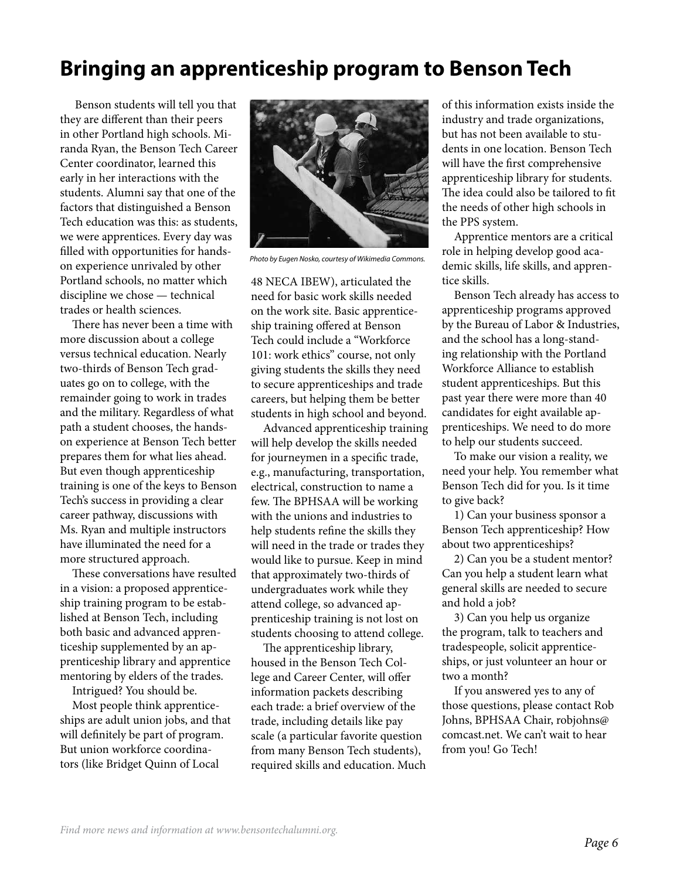# Bringing an apprenticeship program to Benson Tech

Benson students will tell you that they are different than their peers in other Portland high schools. Miranda Ryan, the Benson Tech Career Center coordinator, learned this early in her interactions with the students. Alumni say that one of the factors that distinguished a Benson Tech education was this: as students, we were apprentices. Every day was filled with opportunities for hands-on experience unrivaled by other Portland schools, no matter which discipline we chose — technical trades or health sciences.

There has never been a time with more discussion about a college versus technical education. Nearly two-thirds of Benson Tech graduates go on to college, with the remainder going to work in trades and the military. Regardless of what path a student chooses, the hands-on experience at Benson Tech better prepares them for what lies ahead. But even though apprenticeship training is one of the keys to Benson Tech's success in providing a clear career pathway, discussions with Ms. Ryan and multiple instructors have illuminated the need for a more structured approach.

These conversations have resulted in a vision: a proposed apprenticeship training program to be established at Benson Tech, including both basic and advanced apprenticeship supplemented by an apprenticeship library and apprentice mentoring by elders of the trades.

Intrigued? You should be.

Most people think apprenticeships are adult union jobs, and that will definitely be part of program. But union workforce coordinators (like Bridget Quinn of Local 48 NECA IBEW), articulated the need for basic work skills needed on the work site. Basic apprenticeship training offered at Benson Tech could include a "Workforce 101: work ethics" course, not only giving students the skills they need to secure apprenticeships and trade careers, but helping them be better students in high school and beyond.

*Photo by Eugen Nosko, courtesy of Wikimedia Commons.*

Advanced apprenticeship training will help develop the skills needed for journeymen in a specific trade, e.g., manufacturing, transportation, electrical, construction to name a few. The BPHSAA will be working with the unions and industries to help students refine the skills they will need in the trade or trades they would like to pursue. Keep in mind that approximately two-thirds of undergraduates work while they attend college, so advanced apprenticeship training is not lost on students choosing to attend college.

The apprenticeship library, housed in the Benson Tech College and Career Center, will offer information packets describing each trade: a brief overview of the trade, including details like pay scale (a particular favorite question from many Benson Tech students), required skills and education. Much of this information exists inside the industry and trade organizations, but has not been available to students in one location. Benson Tech will have the first comprehensive apprenticeship library for students. The idea could also be tailored to fit the needs of other high schools in the PPS system.

Apprentice mentors are a critical role in helping develop good academic skills, life skills, and apprentice skills.

Benson Tech already has access to apprenticeship programs approved by the Bureau of Labor & Industries, and the school has a long-standing relationship with the Portland Workforce Alliance to establish student apprenticeships. But this past year there were more than 40 candidates for eight available apprenticeships. We need to do more to help our students succeed.

To make our vision a reality, we need your help. You remember what Benson Tech did for you. Is it time to give back?

1) Can your business sponsor a Benson Tech apprenticeship? How about two apprenticeships?

2) Can you be a student mentor? Can you help a student learn what general skills are needed to secure and hold a job?

3) Can you help us organize the program, talk to teachers and tradespeople, solicit apprenticeships, or just volunteer an hour or two a month?

If you answered yes to any of those questions, please contact Rob Johns, BPHSAA Chair, robjohns@comcast.net. We can't wait to hear from you! Go Tech!